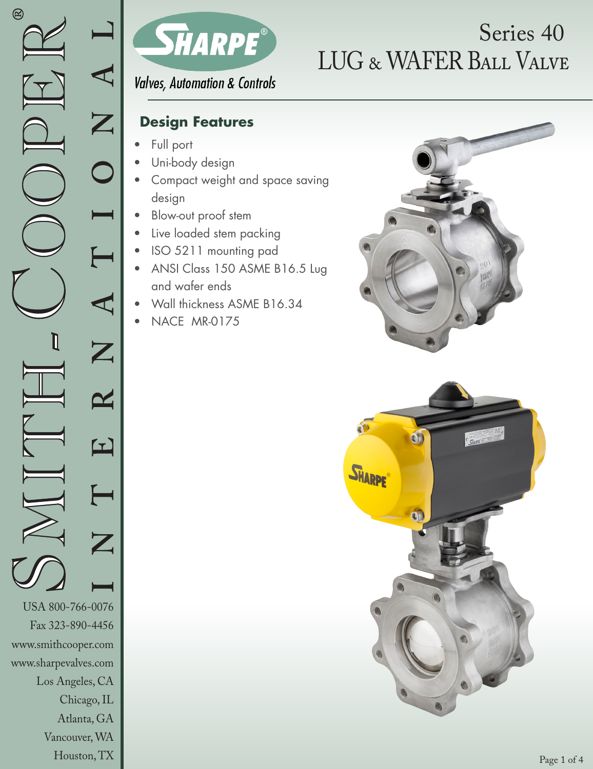# Series 40 LUG & WAFER BALL VALVE

SHARPE®

*Valves, Automation & Controls*

SMITH-COOPER® INTERNATIONAL

USA 800-766-0076
Fax 323-890-4456
www.smithcooper.com
www.sharpevalves.com
Los Angeles, CA
Chicago, IL
Atlanta, GA
Vancouver, WA
Houston, TX

## Design Features

- Full port
- Uni-body design
- Compact weight and space saving design
- Blow-out proof stem
- Live loaded stem packing
- ISO 5211 mounting pad
- ANSI Class 150 ASME B16.5 Lug and wafer ends
- Wall thickness ASME B16.34
- NACE MR-0175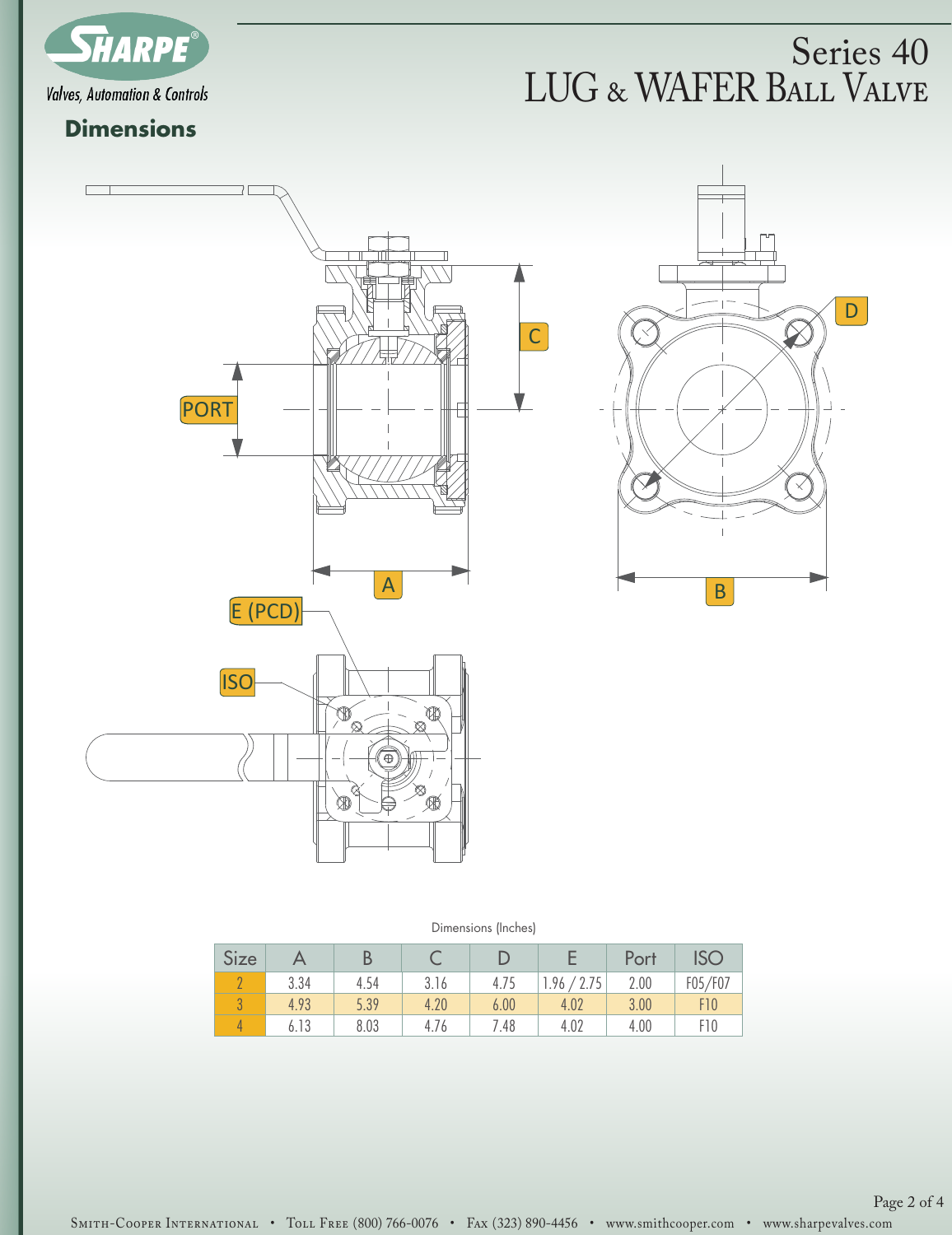SHARPE®
Valves, Automation & Controls

Series 40
# LUG & WAFER BALL VALVE

## Dimensions

Dimensions (Inches)

| Size | A | B | C | D | E | Port | ISO |
|---|---|---|---|---|---|---|---|
| 2 | 3.34 | 4.54 | 3.16 | 4.75 | 1.96 / 2.75 | 2.00 | F05/F07 |
| 3 | 4.93 | 5.39 | 4.20 | 6.00 | 4.02 | 3.00 | F10 |
| 4 | 6.13 | 8.03 | 4.76 | 7.48 | 4.02 | 4.00 | F10 |

SMITH-COOPER INTERNATIONAL • TOLL FREE (800) 766-0076 • FAX (323) 890-4456 • www.smithcooper.com • www.sharpevalves.com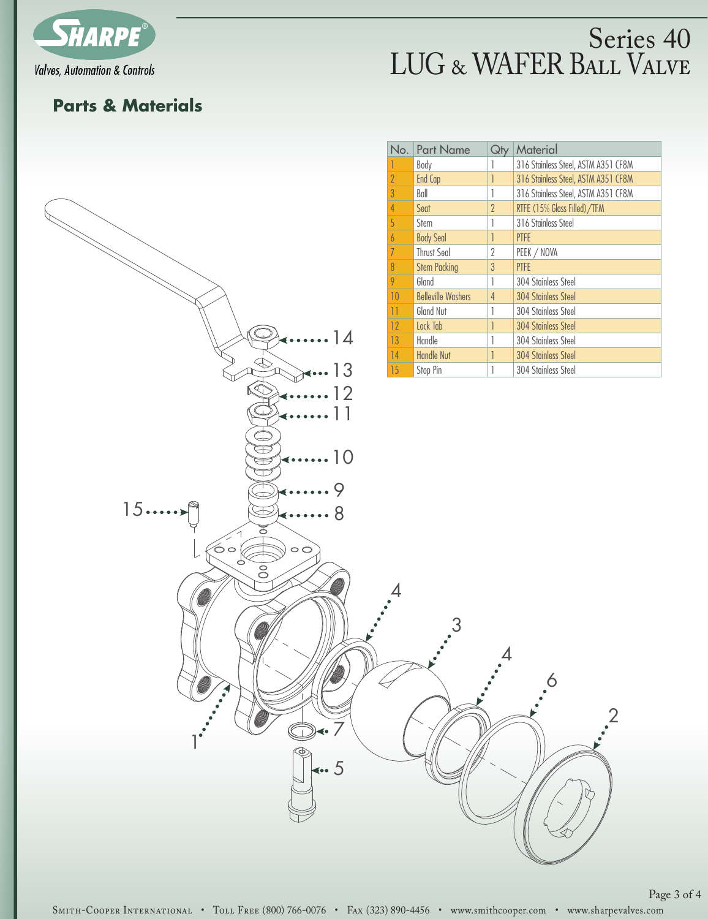# Series 40 LUG & WAFER BALL VALVE

## Parts & Materials

| No. | Part Name | Qty | Material |
|---|---|---|---|
| 1 | Body | 1 | 316 Stainless Steel, ASTM A351 CF8M |
| 2 | End Cap | 1 | 316 Stainless Steel, ASTM A351 CF8M |
| 3 | Ball | 1 | 316 Stainless Steel, ASTM A351 CF8M |
| 4 | Seat | 2 | RTFE (15% Glass Filled)/TFM |
| 5 | Stem | 1 | 316 Stainless Steel |
| 6 | Body Seal | 1 | PTFE |
| 7 | Thrust Seal | 2 | PEEK / NOVA |
| 8 | Stem Packing | 3 | PTFE |
| 9 | Gland | 1 | 304 Stainless Steel |
| 10 | Belleville Washers | 4 | 304 Stainless Steel |
| 11 | Gland Nut | 1 | 304 Stainless Steel |
| 12 | Lock Tab | 1 | 304 Stainless Steel |
| 13 | Handle | 1 | 304 Stainless Steel |
| 14 | Handle Nut | 1 | 304 Stainless Steel |
| 15 | Stop Pin | 1 | 304 Stainless Steel |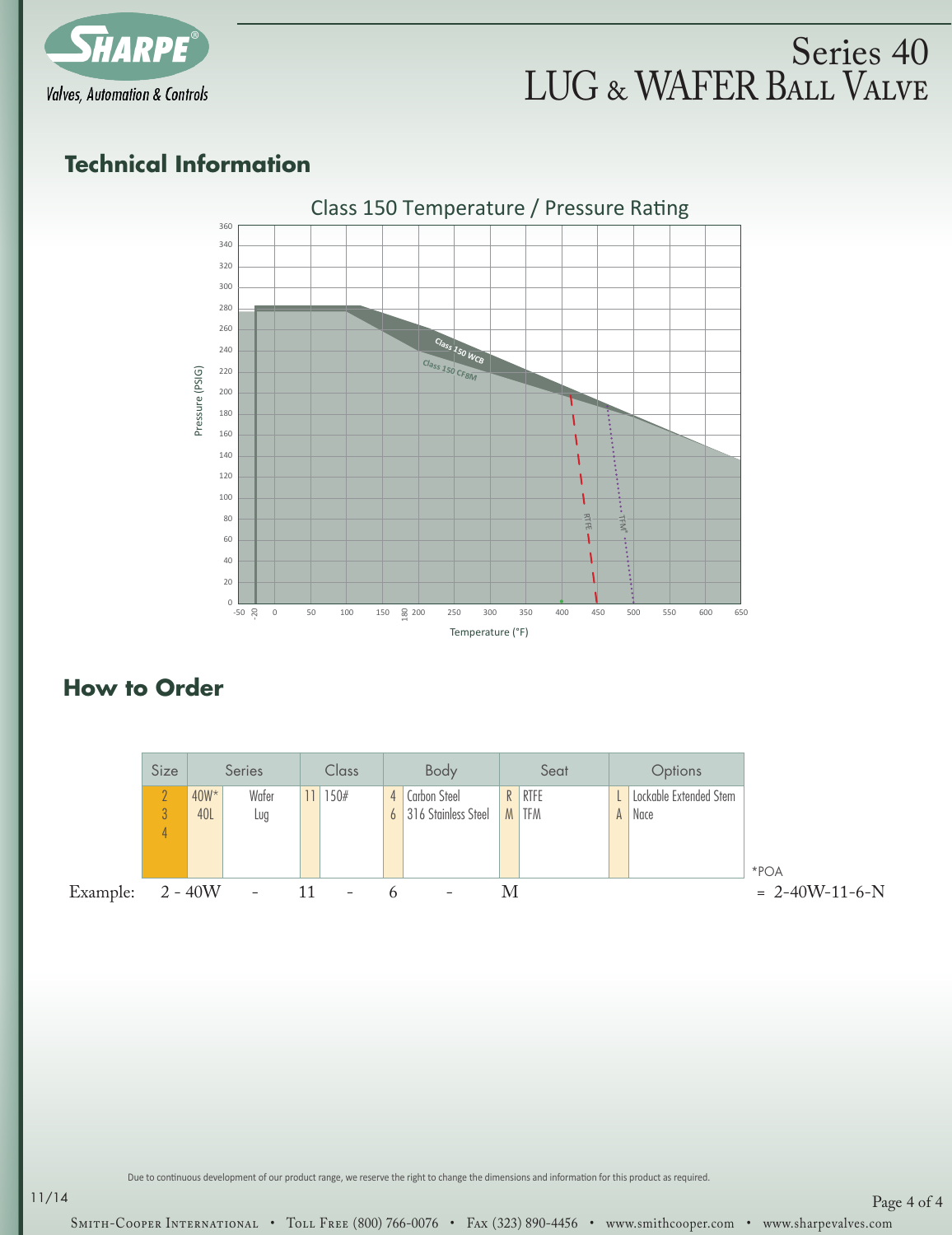# Series 40
# LUG & WAFER BALL VALVE

## Technical Information

Class 150 Temperature / Pressure Rating

Pressure (PSIG)

360
340
320
300
280
260
240
220
200
180
160
140
120
100
80
60
40
20
0

-50 -20 0 50 100 150 180 200 250 300 350 400 450 500 550 600 650

Temperature (°F)

Class 150 WCB

Class 150 CF8M

RTFE

TFM

## How to Order

| Size | Series | | Class | | Body | | Seat | | Options | |
|---|---|---|---|---|---|---|---|---|---|---|
| 2<br>3<br>4 | 40W*<br>40L | Wafer<br>Lug | 11 | 150# | 4<br>6 | Carbon Steel<br>316 Stainless Steel | R<br>M | RTFE<br>TFM | L<br>A | Lockable Extended Stem<br>Nace |

*POA

Example: 2 - 40W - 11 - 6 - M = 2-40W-11-6-N

Due to continuous development of our product range, we reserve the right to change the dimensions and information for this product as required.

11/14

SMITH-COOPER INTERNATIONAL • TOLL FREE (800) 766-0076 • FAX (323) 890-4456 • www.smithcooper.com • www.sharpevalves.com